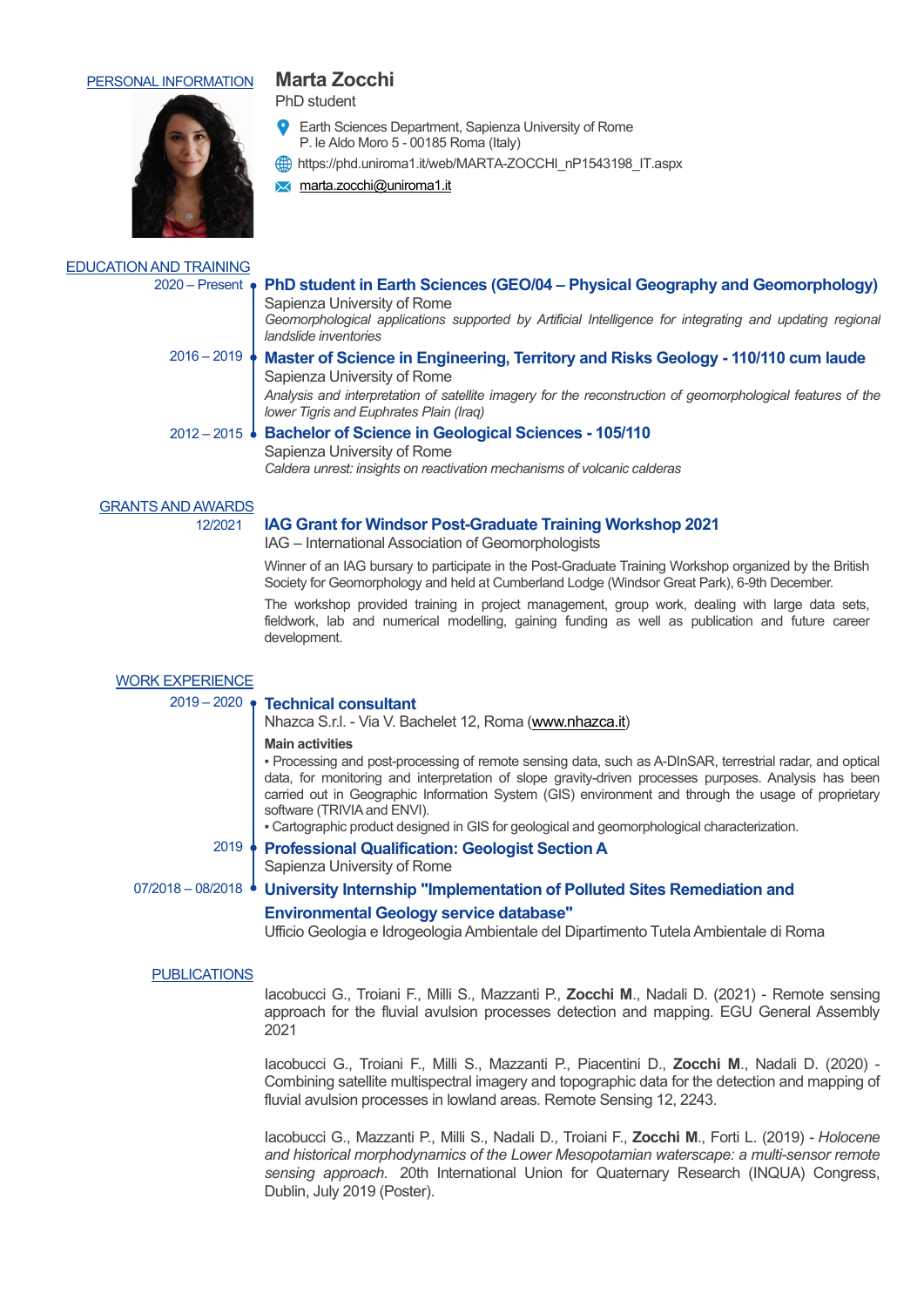## PERSONAL INFORMATION

# Marta Zocchi

PhD student

Earth Sciences Department, Sapienza University of Rome
P. le Aldo Moro 5 - 00185 Roma (Italy)

https://phd.uniroma1.it/web/MARTA-ZOCCHI_nP1543198_IT.aspx

marta.zocchi@uniroma1.it

## EDUCATION AND TRAINING

**2020 – Present** — **PhD student in Earth Sciences (GEO/04 – Physical Geography and Geomorphology)**
Sapienza University of Rome
*Geomorphological applications supported by Artificial Intelligence for integrating and updating regional landslide inventories*

**2016 – 2019** — **Master of Science in Engineering, Territory and Risks Geology - 110/110 cum laude**
Sapienza University of Rome
*Analysis and interpretation of satellite imagery for the reconstruction of geomorphological features of the lower Tigris and Euphrates Plain (Iraq)*

**2012 – 2015** — **Bachelor of Science in Geological Sciences - 105/110**
Sapienza University of Rome
*Caldera unrest: insights on reactivation mechanisms of volcanic calderas*

## GRANTS AND AWARDS

**12/2021** — **IAG Grant for Windsor Post-Graduate Training Workshop 2021**
IAG – International Association of Geomorphologists

Winner of an IAG bursary to participate in the Post-Graduate Training Workshop organized by the British Society for Geomorphology and held at Cumberland Lodge (Windsor Great Park), 6-9th December.

The workshop provided training in project management, group work, dealing with large data sets, fieldwork, lab and numerical modelling, gaining funding as well as publication and future career development.

## WORK EXPERIENCE

**2019 – 2020** — **Technical consultant**
Nhazca S.r.l. - Via V. Bachelet 12, Roma (www.nhazca.it)

**Main activities**

- Processing and post-processing of remote sensing data, such as A-DInSAR, terrestrial radar, and optical data, for monitoring and interpretation of slope gravity-driven processes purposes. Analysis has been carried out in Geographic Information System (GIS) environment and through the usage of proprietary software (TRIVIA and ENVI).
- Cartographic product designed in GIS for geological and geomorphological characterization.

**2019** — **Professional Qualification: Geologist Section A**
Sapienza University of Rome

**07/2018 – 08/2018** — **University Internship "Implementation of Polluted Sites Remediation and Environmental Geology service database"**
Ufficio Geologia e Idrogeologia Ambientale del Dipartimento Tutela Ambientale di Roma

## PUBLICATIONS

Iacobucci G., Troiani F., Milli S., Mazzanti P., **Zocchi M.**, Nadali D. (2021) - Remote sensing approach for the fluvial avulsion processes detection and mapping. EGU General Assembly 2021

Iacobucci G., Troiani F., Milli S., Mazzanti P., Piacentini D., **Zocchi M.**, Nadali D. (2020) - Combining satellite multispectral imagery and topographic data for the detection and mapping of fluvial avulsion processes in lowland areas. Remote Sensing 12, 2243.

Iacobucci G., Mazzanti P., Milli S., Nadali D., Troiani F., **Zocchi M.**, Forti L. (2019) - *Holocene and historical morphodynamics of the Lower Mesopotamian waterscape: a multi-sensor remote sensing approach.* 20th International Union for Quaternary Research (INQUA) Congress, Dublin, July 2019 (Poster).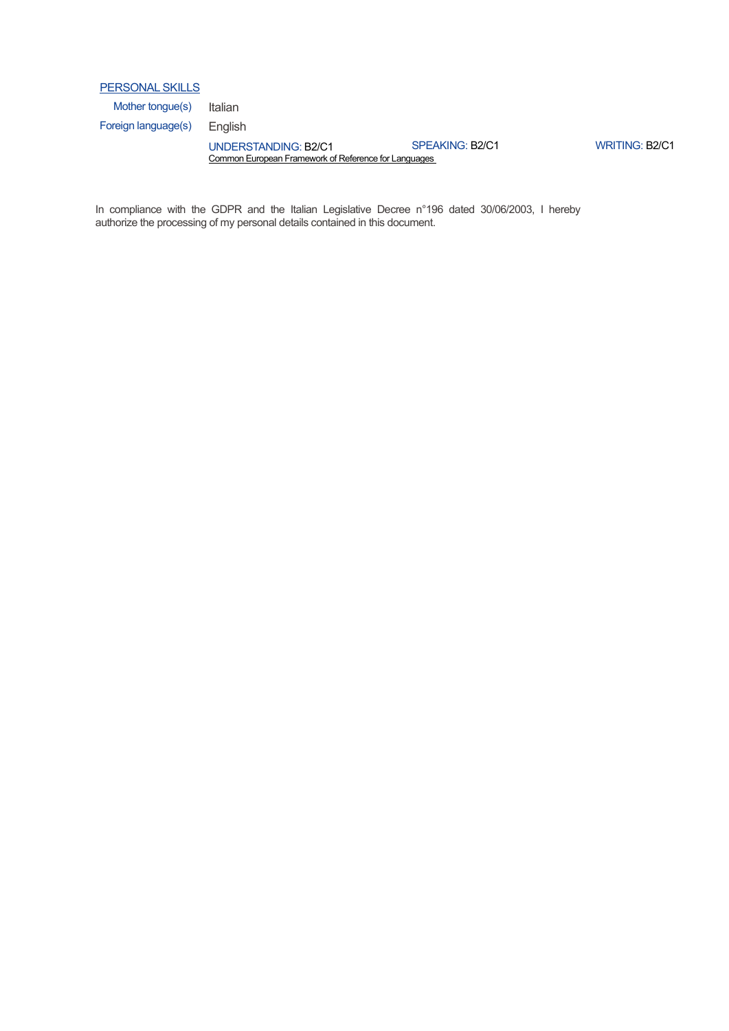## PERSONAL SKILLS

Mother tongue(s) Italian

Foreign language(s) English

UNDERSTANDING: B2/C1 SPEAKING: B2/C1 WRITING: B2/C1

Common European Framework of Reference for Languages

In compliance with the GDPR and the Italian Legislative Decree n°196 dated 30/06/2003, I hereby authorize the processing of my personal details contained in this document.